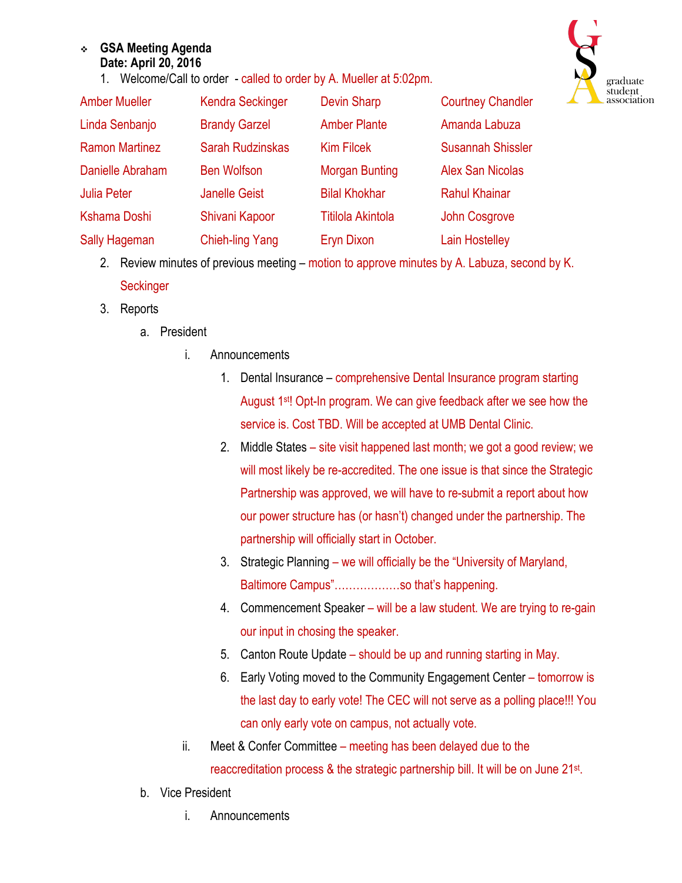- **GSA Meeting Agenda**
  **Date: April 20, 2016**

1. Welcome/Call to order - called to order by A. Mueller at 5:02pm.

| | | | |
|---|---|---|---|
| Amber Mueller | Kendra Seckinger | Devin Sharp | Courtney Chandler |
| Linda Senbanjo | Brandy Garzel | Amber Plante | Amanda Labuza |
| Ramon Martinez | Sarah Rudzinskas | Kim Filcek | Susannah Shissler |
| Danielle Abraham | Ben Wolfson | Morgan Bunting | Alex San Nicolas |
| Julia Peter | Janelle Geist | Bilal Khokhar | Rahul Khainar |
| Kshama Doshi | Shivani Kapoor | Titilola Akintola | John Cosgrove |
| Sally Hageman | Chieh-ling Yang | Eryn Dixon | Lain Hostelley |

2. Review minutes of previous meeting – motion to approve minutes by A. Labuza, second by K. Seckinger
3. Reports
   a. President
      i. Announcements
         1. Dental Insurance – comprehensive Dental Insurance program starting August 1st! Opt-In program. We can give feedback after we see how the service is. Cost TBD. Will be accepted at UMB Dental Clinic.
         2. Middle States – site visit happened last month; we got a good review; we will most likely be re-accredited. The one issue is that since the Strategic Partnership was approved, we will have to re-submit a report about how our power structure has (or hasn't) changed under the partnership. The partnership will officially start in October.
         3. Strategic Planning – we will officially be the "University of Maryland, Baltimore Campus"………………so that's happening.
         4. Commencement Speaker – will be a law student. We are trying to re-gain our input in chosing the speaker.
         5. Canton Route Update – should be up and running starting in May.
         6. Early Voting moved to the Community Engagement Center – tomorrow is the last day to early vote! The CEC will not serve as a polling place!!! You can only early vote on campus, not actually vote.
      ii. Meet & Confer Committee – meeting has been delayed due to the reaccreditation process & the strategic partnership bill. It will be on June 21st.
   b. Vice President
      i. Announcements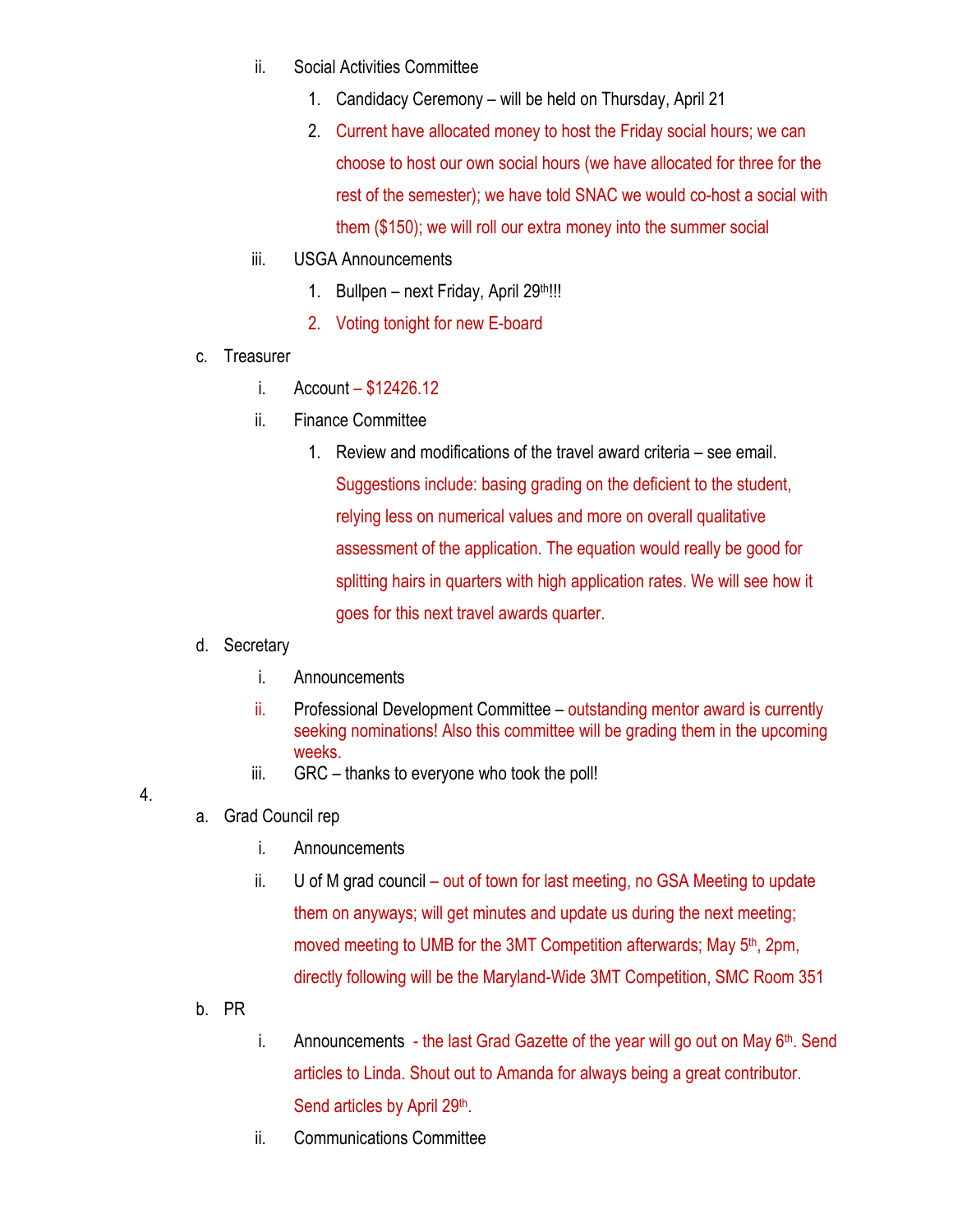- ii. Social Activities Committee
  1. Candidacy Ceremony – will be held on Thursday, April 21
  2. Current have allocated money to host the Friday social hours; we can choose to host our own social hours (we have allocated for three for the rest of the semester); we have told SNAC we would co-host a social with them ($150); we will roll our extra money into the summer social
- iii. USGA Announcements
  1. Bullpen – next Friday, April 29th!!!
  2. Voting tonight for new E-board

c. Treasurer

- i. Account – $12426.12
- ii. Finance Committee
  1. Review and modifications of the travel award criteria – see email. Suggestions include: basing grading on the deficient to the student, relying less on numerical values and more on overall qualitative assessment of the application. The equation would really be good for splitting hairs in quarters with high application rates. We will see how it goes for this next travel awards quarter.

d. Secretary

- i. Announcements
- ii. Professional Development Committee – outstanding mentor award is currently seeking nominations! Also this committee will be grading them in the upcoming weeks.
- iii. GRC – thanks to everyone who took the poll!

4.

a. Grad Council rep

- i. Announcements
- ii. U of M grad council – out of town for last meeting, no GSA Meeting to update them on anyways; will get minutes and update us during the next meeting; moved meeting to UMB for the 3MT Competition afterwards; May 5th, 2pm, directly following will be the Maryland-Wide 3MT Competition, SMC Room 351

b. PR

- i. Announcements - the last Grad Gazette of the year will go out on May 6th. Send articles to Linda. Shout out to Amanda for always being a great contributor. Send articles by April 29th.
- ii. Communications Committee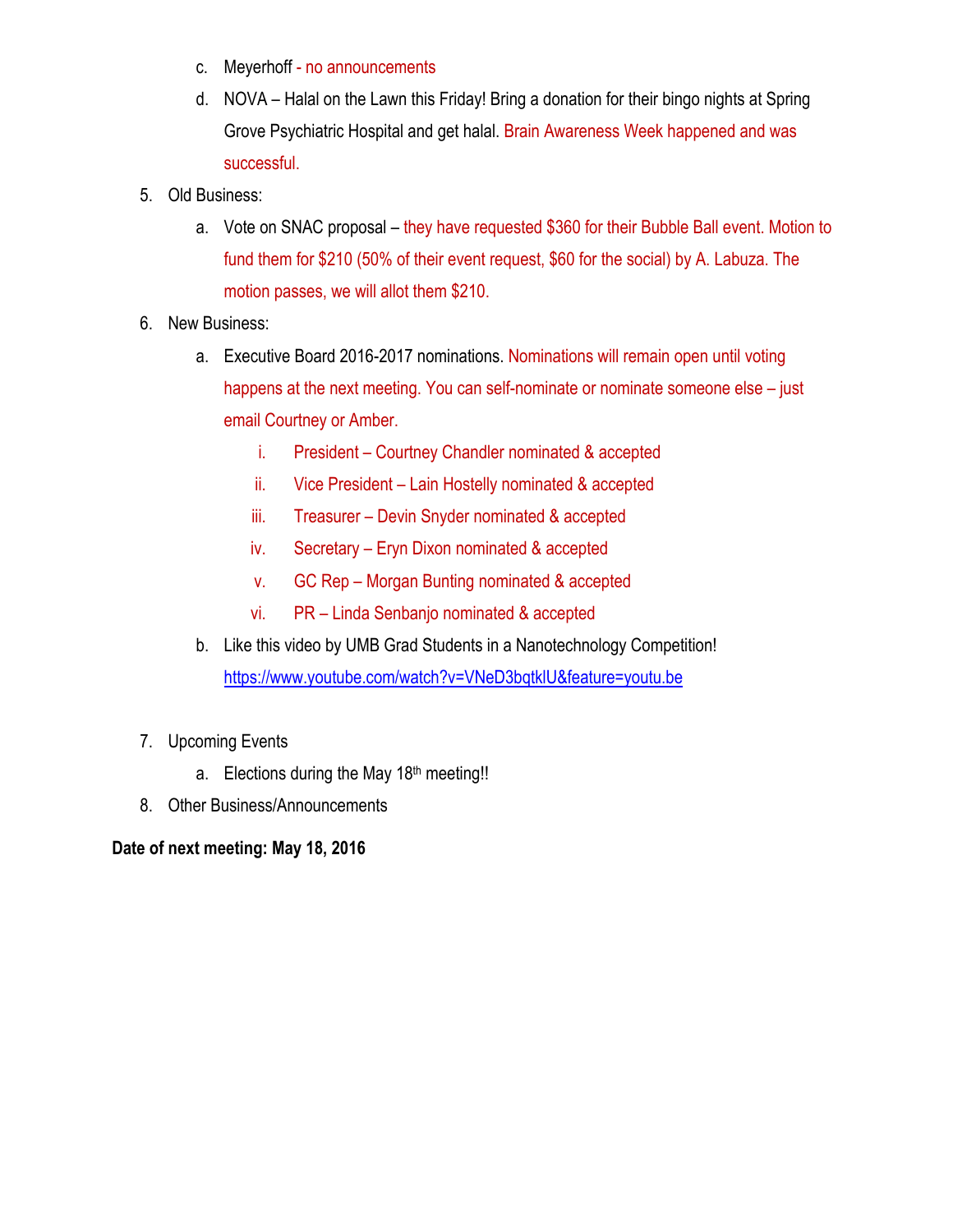c. Meyerhoff - no announcements

d. NOVA – Halal on the Lawn this Friday! Bring a donation for their bingo nights at Spring Grove Psychiatric Hospital and get halal. Brain Awareness Week happened and was successful.

5. Old Business:
   a. Vote on SNAC proposal – they have requested $360 for their Bubble Ball event. Motion to fund them for $210 (50% of their event request, $60 for the social) by A. Labuza. The motion passes, we will allot them $210.

6. New Business:
   a. Executive Board 2016-2017 nominations. Nominations will remain open until voting happens at the next meeting. You can self-nominate or nominate someone else – just email Courtney or Amber.
      i. President – Courtney Chandler nominated & accepted
      ii. Vice President – Lain Hostelly nominated & accepted
      iii. Treasurer – Devin Snyder nominated & accepted
      iv. Secretary – Eryn Dixon nominated & accepted
      v. GC Rep – Morgan Bunting nominated & accepted
      vi. PR – Linda Senbanjo nominated & accepted
   b. Like this video by UMB Grad Students in a Nanotechnology Competition! https://www.youtube.com/watch?v=VNeD3bqtklU&feature=youtu.be

7. Upcoming Events
   a. Elections during the May 18th meeting!!

8. Other Business/Announcements

**Date of next meeting: May 18, 2016**